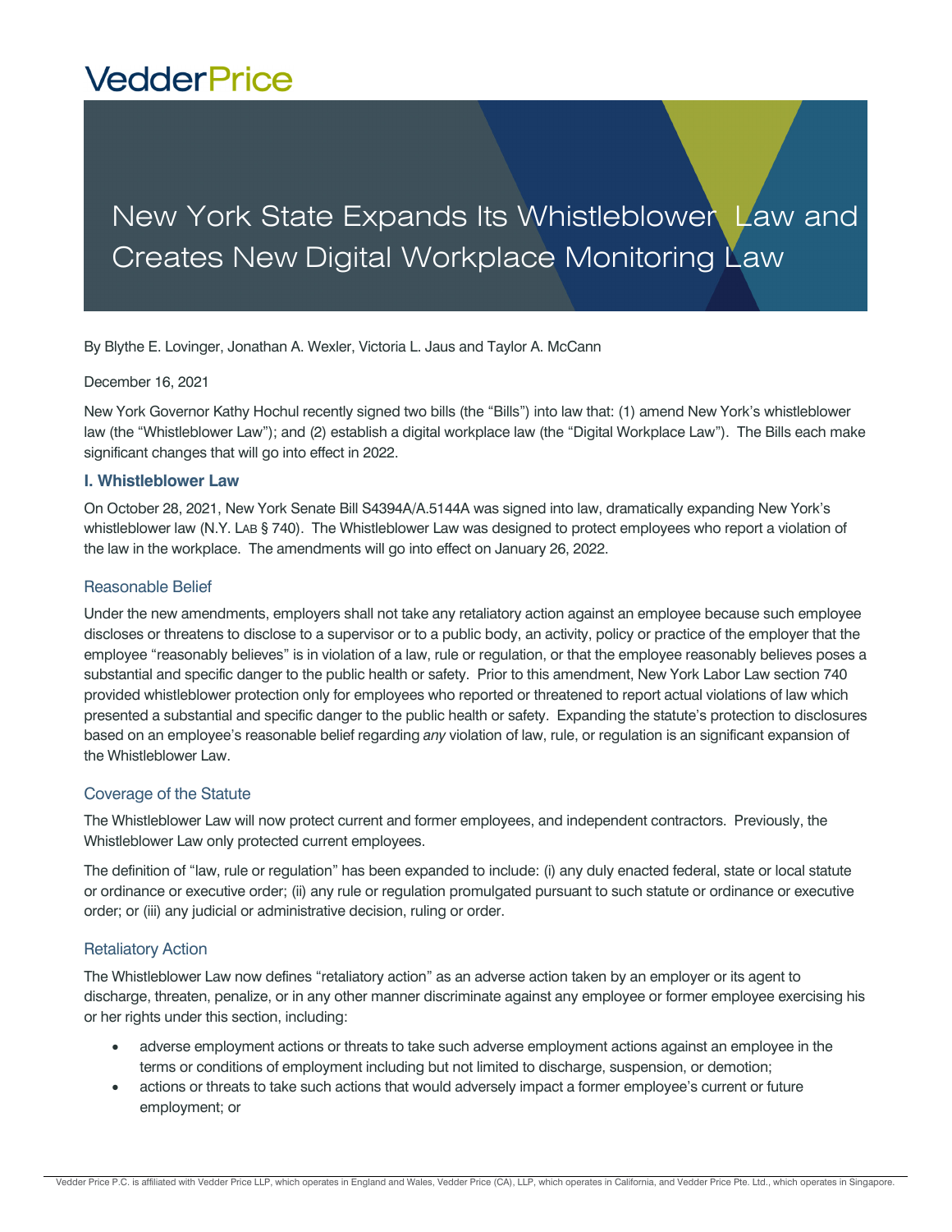VedderPrice

# New York State Expands Its Whistleblower Law and Creates New Digital Workplace Monitoring Law

By Blythe E. Lovinger, Jonathan A. Wexler, Victoria L. Jaus and Taylor A. McCann

December 16, 2021

New York Governor Kathy Hochul recently signed two bills (the "Bills") into law that: (1) amend New York's whistleblower law (the "Whistleblower Law"); and (2) establish a digital workplace law (the "Digital Workplace Law"). The Bills each make significant changes that will go into effect in 2022.

## I. Whistleblower Law

On October 28, 2021, New York Senate Bill S4394A/A.5144A was signed into law, dramatically expanding New York's whistleblower law (N.Y. LAB § 740). The Whistleblower Law was designed to protect employees who report a violation of the law in the workplace. The amendments will go into effect on January 26, 2022.

### Reasonable Belief

Under the new amendments, employers shall not take any retaliatory action against an employee because such employee discloses or threatens to disclose to a supervisor or to a public body, an activity, policy or practice of the employer that the employee "reasonably believes" is in violation of a law, rule or regulation, or that the employee reasonably believes poses a substantial and specific danger to the public health or safety. Prior to this amendment, New York Labor Law section 740 provided whistleblower protection only for employees who reported or threatened to report actual violations of law which presented a substantial and specific danger to the public health or safety. Expanding the statute's protection to disclosures based on an employee's reasonable belief regarding *any* violation of law, rule, or regulation is an significant expansion of the Whistleblower Law.

### Coverage of the Statute

The Whistleblower Law will now protect current and former employees, and independent contractors. Previously, the Whistleblower Law only protected current employees.

The definition of "law, rule or regulation" has been expanded to include: (i) any duly enacted federal, state or local statute or ordinance or executive order; (ii) any rule or regulation promulgated pursuant to such statute or ordinance or executive order; or (iii) any judicial or administrative decision, ruling or order.

### Retaliatory Action

The Whistleblower Law now defines "retaliatory action" as an adverse action taken by an employer or its agent to discharge, threaten, penalize, or in any other manner discriminate against any employee or former employee exercising his or her rights under this section, including:

- adverse employment actions or threats to take such adverse employment actions against an employee in the terms or conditions of employment including but not limited to discharge, suspension, or demotion;
- actions or threats to take such actions that would adversely impact a former employee's current or future employment; or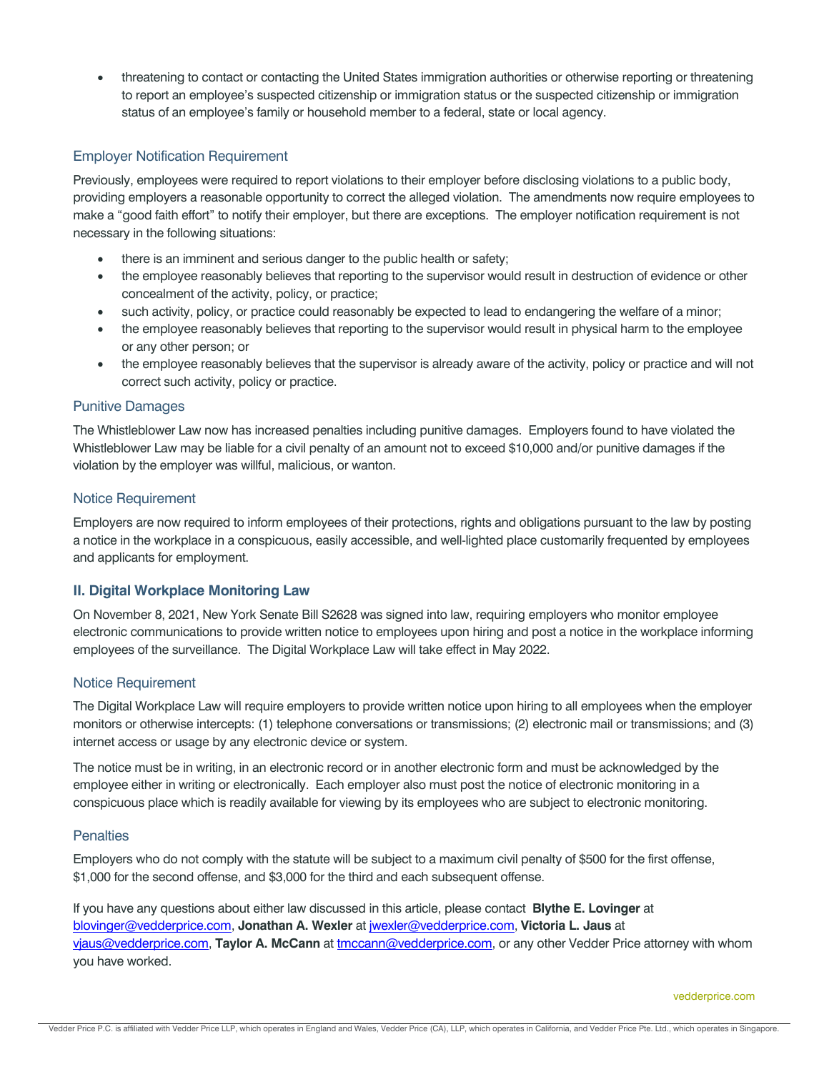- threatening to contact or contacting the United States immigration authorities or otherwise reporting or threatening to report an employee's suspected citizenship or immigration status or the suspected citizenship or immigration status of an employee's family or household member to a federal, state or local agency.

### Employer Notification Requirement

Previously, employees were required to report violations to their employer before disclosing violations to a public body, providing employers a reasonable opportunity to correct the alleged violation. The amendments now require employees to make a "good faith effort" to notify their employer, but there are exceptions. The employer notification requirement is not necessary in the following situations:

- there is an imminent and serious danger to the public health or safety;
- the employee reasonably believes that reporting to the supervisor would result in destruction of evidence or other concealment of the activity, policy, or practice;
- such activity, policy, or practice could reasonably be expected to lead to endangering the welfare of a minor;
- the employee reasonably believes that reporting to the supervisor would result in physical harm to the employee or any other person; or
- the employee reasonably believes that the supervisor is already aware of the activity, policy or practice and will not correct such activity, policy or practice.

### Punitive Damages

The Whistleblower Law now has increased penalties including punitive damages. Employers found to have violated the Whistleblower Law may be liable for a civil penalty of an amount not to exceed $10,000 and/or punitive damages if the violation by the employer was willful, malicious, or wanton.

### Notice Requirement

Employers are now required to inform employees of their protections, rights and obligations pursuant to the law by posting a notice in the workplace in a conspicuous, easily accessible, and well-lighted place customarily frequented by employees and applicants for employment.

## II. Digital Workplace Monitoring Law

On November 8, 2021, New York Senate Bill S2628 was signed into law, requiring employers who monitor employee electronic communications to provide written notice to employees upon hiring and post a notice in the workplace informing employees of the surveillance. The Digital Workplace Law will take effect in May 2022.

### Notice Requirement

The Digital Workplace Law will require employers to provide written notice upon hiring to all employees when the employer monitors or otherwise intercepts: (1) telephone conversations or transmissions; (2) electronic mail or transmissions; and (3) internet access or usage by any electronic device or system.

The notice must be in writing, in an electronic record or in another electronic form and must be acknowledged by the employee either in writing or electronically. Each employer also must post the notice of electronic monitoring in a conspicuous place which is readily available for viewing by its employees who are subject to electronic monitoring.

### Penalties

Employers who do not comply with the statute will be subject to a maximum civil penalty of $500 for the first offense, $1,000 for the second offense, and $3,000 for the third and each subsequent offense.

If you have any questions about either law discussed in this article, please contact **Blythe E. Lovinger** at blovinger@vedderprice.com, **Jonathan A. Wexler** at jwexler@vedderprice.com, **Victoria L. Jaus** at vjaus@vedderprice.com, **Taylor A. McCann** at tmccann@vedderprice.com, or any other Vedder Price attorney with whom you have worked.

vedderprice.com

Vedder Price P.C. is affiliated with Vedder Price LLP, which operates in England and Wales, Vedder Price (CA), LLP, which operates in California, and Vedder Price Pte. Ltd., which operates in Singapore.